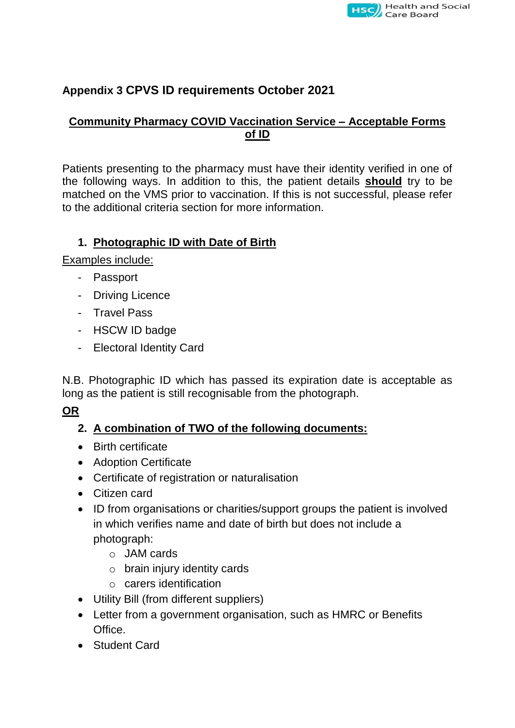## Appendix 3 CPVS ID requirements October 2021

### Community Pharmacy COVID Vaccination Service – Acceptable Forms of ID

Patients presenting to the pharmacy must have their identity verified in one of the following ways. In addition to this, the patient details **should** try to be matched on the VMS prior to vaccination. If this is not successful, please refer to the additional criteria section for more information.

1. **Photographic ID with Date of Birth**

Examples include:

- Passport
- Driving Licence
- Travel Pass
- HSCW ID badge
- Electoral Identity Card

N.B. Photographic ID which has passed its expiration date is acceptable as long as the patient is still recognisable from the photograph.

**OR**

2. **A combination of TWO of the following documents:**

- Birth certificate
- Adoption Certificate
- Certificate of registration or naturalisation
- Citizen card
- ID from organisations or charities/support groups the patient is involved in which verifies name and date of birth but does not include a photograph:
  - JAM cards
  - brain injury identity cards
  - carers identification
- Utility Bill (from different suppliers)
- Letter from a government organisation, such as HMRC or Benefits Office.
- Student Card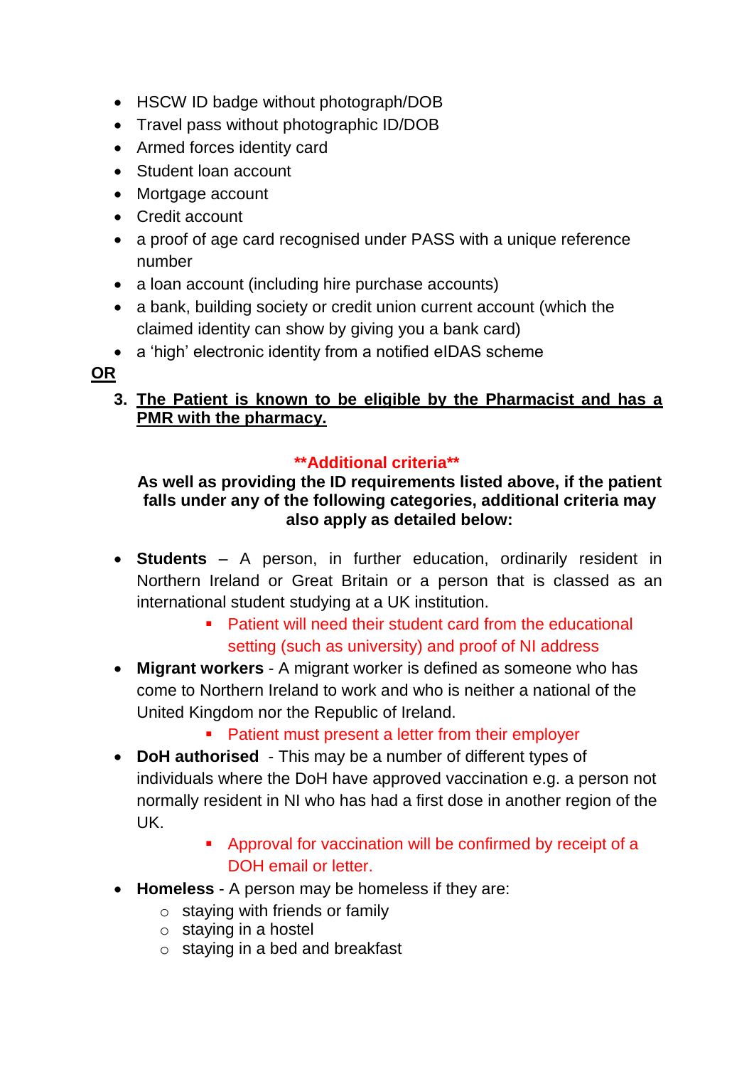- HSCW ID badge without photograph/DOB
- Travel pass without photographic ID/DOB
- Armed forces identity card
- Student loan account
- Mortgage account
- Credit account
- a proof of age card recognised under PASS with a unique reference number
- a loan account (including hire purchase accounts)
- a bank, building society or credit union current account (which the claimed identity can show by giving you a bank card)
- a 'high' electronic identity from a notified eIDAS scheme

**<u>OR</u>**

3. **<u>The Patient is known to be eligible by the Pharmacist and has a PMR with the pharmacy.</u>**

**\*\*Additional criteria\*\***

**As well as providing the ID requirements listed above, if the patient falls under any of the following categories, additional criteria may also apply as detailed below:**

- **Students** – A person, in further education, ordinarily resident in Northern Ireland or Great Britain or a person that is classed as an international student studying at a UK institution.
  - Patient will need their student card from the educational setting (such as university) and proof of NI address
- **Migrant workers** - A migrant worker is defined as someone who has come to Northern Ireland to work and who is neither a national of the United Kingdom nor the Republic of Ireland.
  - Patient must present a letter from their employer
- **DoH authorised** - This may be a number of different types of individuals where the DoH have approved vaccination e.g. a person not normally resident in NI who has had a first dose in another region of the UK.
  - Approval for vaccination will be confirmed by receipt of a DOH email or letter.
- **Homeless** - A person may be homeless if they are:
  - staying with friends or family
  - staying in a hostel
  - staying in a bed and breakfast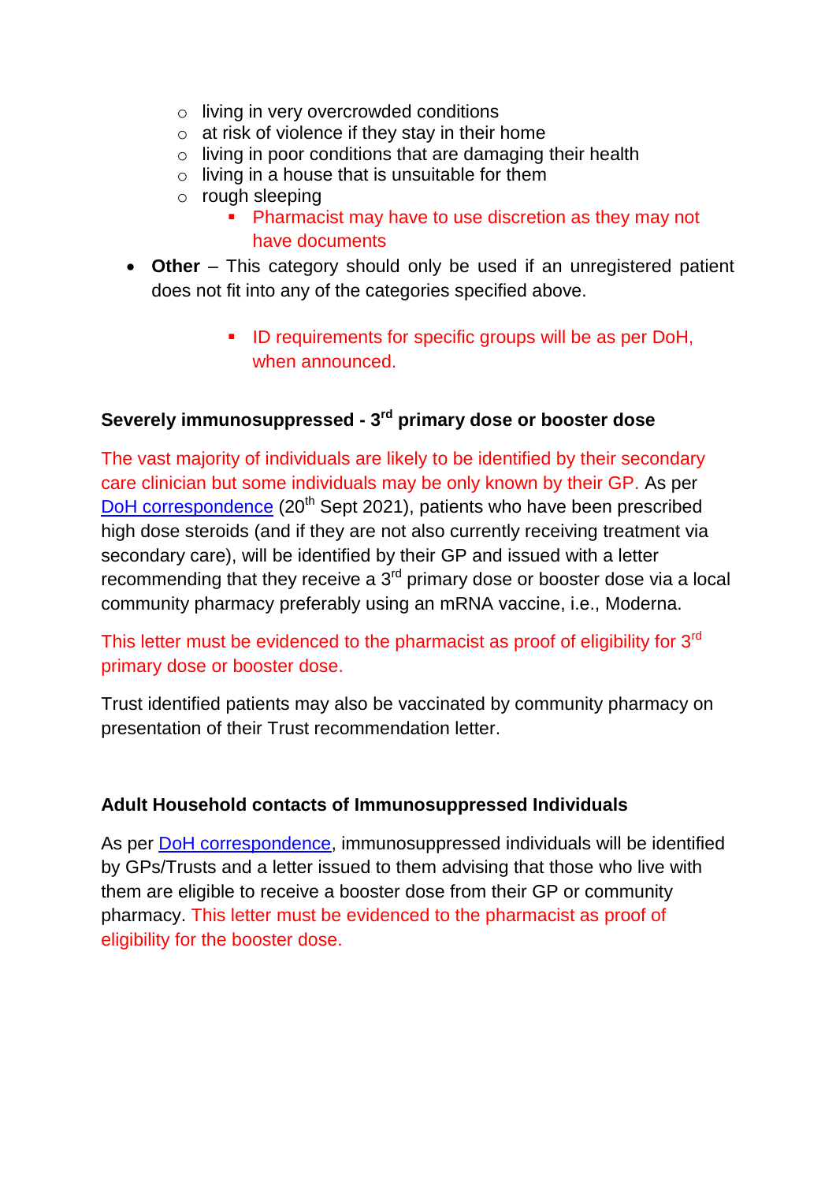- living in very overcrowded conditions
  - at risk of violence if they stay in their home
  - living in poor conditions that are damaging their health
  - living in a house that is unsuitable for them
  - rough sleeping
    - Pharmacist may have to use discretion as they may not have documents
- **Other** – This category should only be used if an unregistered patient does not fit into any of the categories specified above.
    - ID requirements for specific groups will be as per DoH, when announced.

**Severely immunosuppressed - 3rd primary dose or booster dose**

The vast majority of individuals are likely to be identified by their secondary care clinician but some individuals may be only known by their GP. As per DoH correspondence (20th Sept 2021), patients who have been prescribed high dose steroids (and if they are not also currently receiving treatment via secondary care), will be identified by their GP and issued with a letter recommending that they receive a 3rd primary dose or booster dose via a local community pharmacy preferably using an mRNA vaccine, i.e., Moderna.

This letter must be evidenced to the pharmacist as proof of eligibility for 3rd primary dose or booster dose.

Trust identified patients may also be vaccinated by community pharmacy on presentation of their Trust recommendation letter.

**Adult Household contacts of Immunosuppressed Individuals**

As per DoH correspondence, immunosuppressed individuals will be identified by GPs/Trusts and a letter issued to them advising that those who live with them are eligible to receive a booster dose from their GP or community pharmacy. This letter must be evidenced to the pharmacist as proof of eligibility for the booster dose.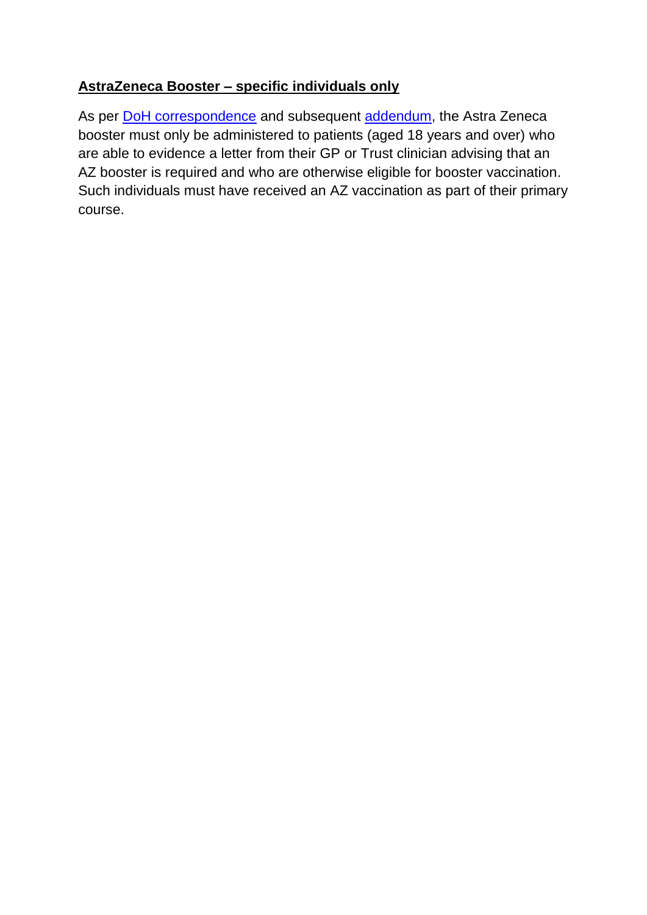**AstraZeneca Booster – specific individuals only**

As per DoH correspondence and subsequent addendum, the Astra Zeneca booster must only be administered to patients (aged 18 years and over) who are able to evidence a letter from their GP or Trust clinician advising that an AZ booster is required and who are otherwise eligible for booster vaccination. Such individuals must have received an AZ vaccination as part of their primary course.